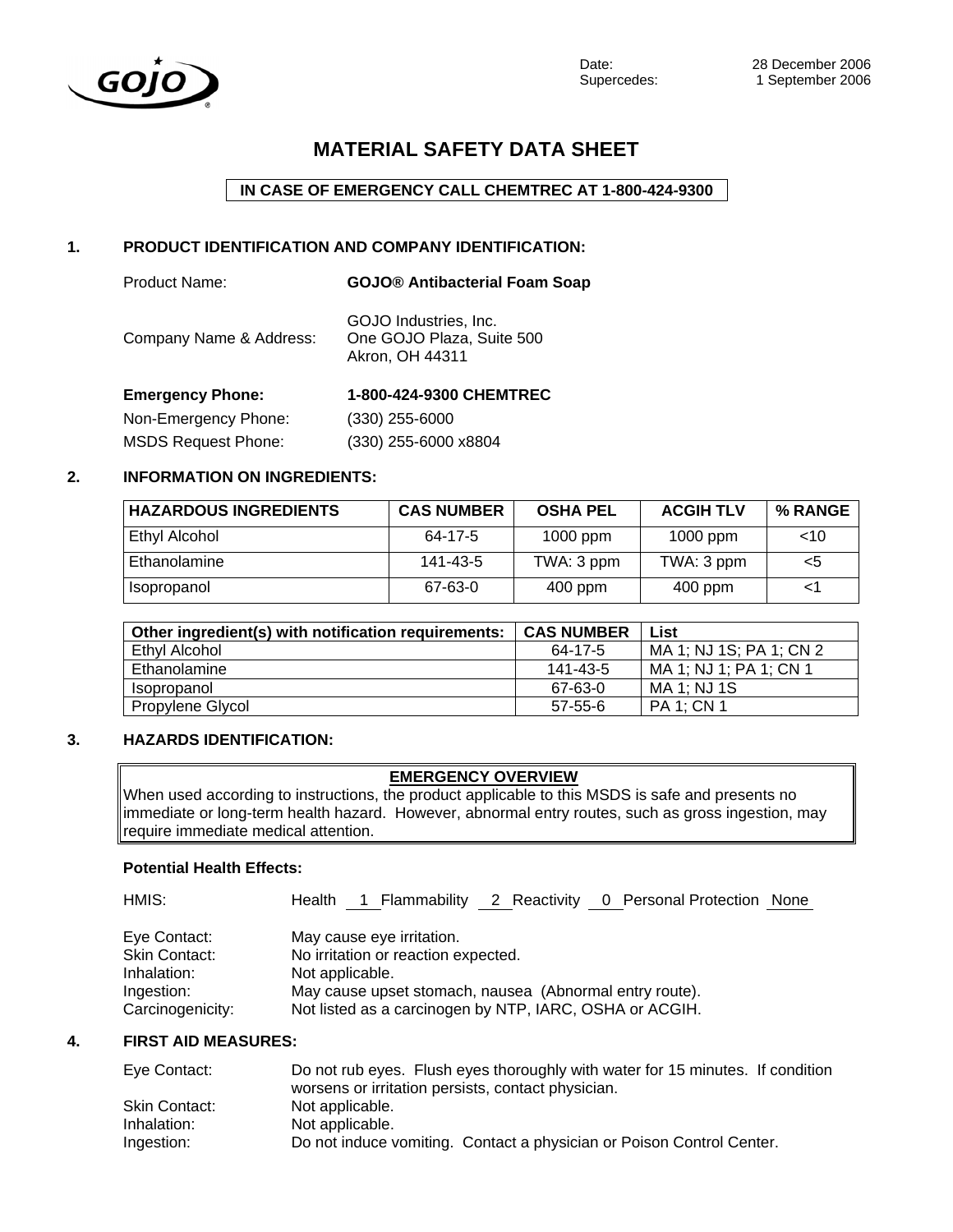GOJO®

Date: 28 December 2006
Supercedes: 1 September 2006

# MATERIAL SAFETY DATA SHEET

**IN CASE OF EMERGENCY CALL CHEMTREC AT 1-800-424-9300**

## 1. PRODUCT IDENTIFICATION AND COMPANY IDENTIFICATION:

Product Name: **GOJO® Antibacterial Foam Soap**

Company Name & Address: GOJO Industries, Inc.
One GOJO Plaza, Suite 500
Akron, OH 44311

**Emergency Phone:** **1-800-424-9300 CHEMTREC**

Non-Emergency Phone: (330) 255-6000

MSDS Request Phone: (330) 255-6000 x8804

## 2. INFORMATION ON INGREDIENTS:

| HAZARDOUS INGREDIENTS | CAS NUMBER | OSHA PEL | ACGIH TLV | % RANGE |
|---|---|---|---|---|
| Ethyl Alcohol | 64-17-5 | 1000 ppm | 1000 ppm | <10 |
| Ethanolamine | 141-43-5 | TWA: 3 ppm | TWA: 3 ppm | <5 |
| Isopropanol | 67-63-0 | 400 ppm | 400 ppm | <1 |

| Other ingredient(s) with notification requirements: | CAS NUMBER | List |
|---|---|---|
| Ethyl Alcohol | 64-17-5 | MA 1; NJ 1S; PA 1; CN 2 |
| Ethanolamine | 141-43-5 | MA 1; NJ 1; PA 1; CN 1 |
| Isopropanol | 67-63-0 | MA 1; NJ 1S |
| Propylene Glycol | 57-55-6 | PA 1; CN 1 |

## 3. HAZARDS IDENTIFICATION:

**EMERGENCY OVERVIEW**

When used according to instructions, the product applicable to this MSDS is safe and presents no immediate or long-term health hazard. However, abnormal entry routes, such as gross ingestion, may require immediate medical attention.

**Potential Health Effects:**

HMIS: Health 1 Flammability 2 Reactivity 0 Personal Protection None

Eye Contact: May cause eye irritation.
Skin Contact: No irritation or reaction expected.
Inhalation: Not applicable.
Ingestion: May cause upset stomach, nausea (Abnormal entry route).
Carcinogenicity: Not listed as a carcinogen by NTP, IARC, OSHA or ACGIH.

## 4. FIRST AID MEASURES:

Eye Contact: Do not rub eyes. Flush eyes thoroughly with water for 15 minutes. If condition worsens or irritation persists, contact physician.
Skin Contact: Not applicable.
Inhalation: Not applicable.
Ingestion: Do not induce vomiting. Contact a physician or Poison Control Center.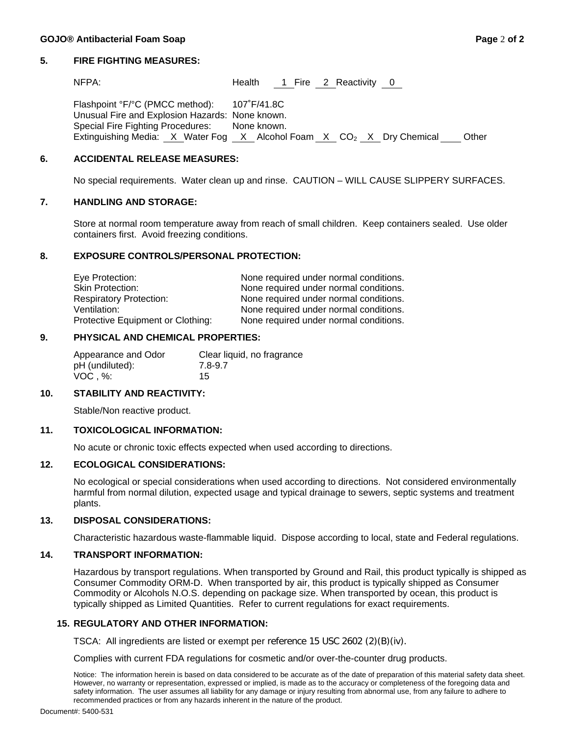## 5. FIRE FIGHTING MEASURES:

NFPA: Health 1 Fire 2 Reactivity 0

Flashpoint °F/°C (PMCC method): 107˚F/41.8C
Unusual Fire and Explosion Hazards: None known.
Special Fire Fighting Procedures: None known.
Extinguishing Media: X Water Fog X Alcohol Foam X $CO_2$ X Dry Chemical ____ Other

## 6. ACCIDENTAL RELEASE MEASURES:

No special requirements. Water clean up and rinse. CAUTION – WILL CAUSE SLIPPERY SURFACES.

## 7. HANDLING AND STORAGE:

Store at normal room temperature away from reach of small children. Keep containers sealed. Use older containers first. Avoid freezing conditions.

## 8. EXPOSURE CONTROLS/PERSONAL PROTECTION:

| | |
|---|---|
| Eye Protection: | None required under normal conditions. |
| Skin Protection: | None required under normal conditions. |
| Respiratory Protection: | None required under normal conditions. |
| Ventilation: | None required under normal conditions. |
| Protective Equipment or Clothing: | None required under normal conditions. |

## 9. PHYSICAL AND CHEMICAL PROPERTIES:

| | |
|---|---|
| Appearance and Odor | Clear liquid, no fragrance |
| pH (undiluted): | 7.8-9.7 |
| VOC , %: | 15 |

## 10. STABILITY AND REACTIVITY:

Stable/Non reactive product.

## 11. TOXICOLOGICAL INFORMATION:

No acute or chronic toxic effects expected when used according to directions.

## 12. ECOLOGICAL CONSIDERATIONS:

No ecological or special considerations when used according to directions. Not considered environmentally harmful from normal dilution, expected usage and typical drainage to sewers, septic systems and treatment plants.

## 13. DISPOSAL CONSIDERATIONS:

Characteristic hazardous waste-flammable liquid. Dispose according to local, state and Federal regulations.

## 14. TRANSPORT INFORMATION:

Hazardous by transport regulations. When transported by Ground and Rail, this product typically is shipped as Consumer Commodity ORM-D. When transported by air, this product is typically shipped as Consumer Commodity or Alcohols N.O.S. depending on package size. When transported by ocean, this product is typically shipped as Limited Quantities. Refer to current regulations for exact requirements.

## 15. REGULATORY AND OTHER INFORMATION:

TSCA: All ingredients are listed or exempt per reference 15 USC 2602 (2)(B)(iv).

Complies with current FDA regulations for cosmetic and/or over-the-counter drug products.

Notice: The information herein is based on data considered to be accurate as of the date of preparation of this material safety data sheet. However, no warranty or representation, expressed or implied, is made as to the accuracy or completeness of the foregoing data and safety information. The user assumes all liability for any damage or injury resulting from abnormal use, from any failure to adhere to recommended practices or from any hazards inherent in the nature of the product.

Document#: 5400-531